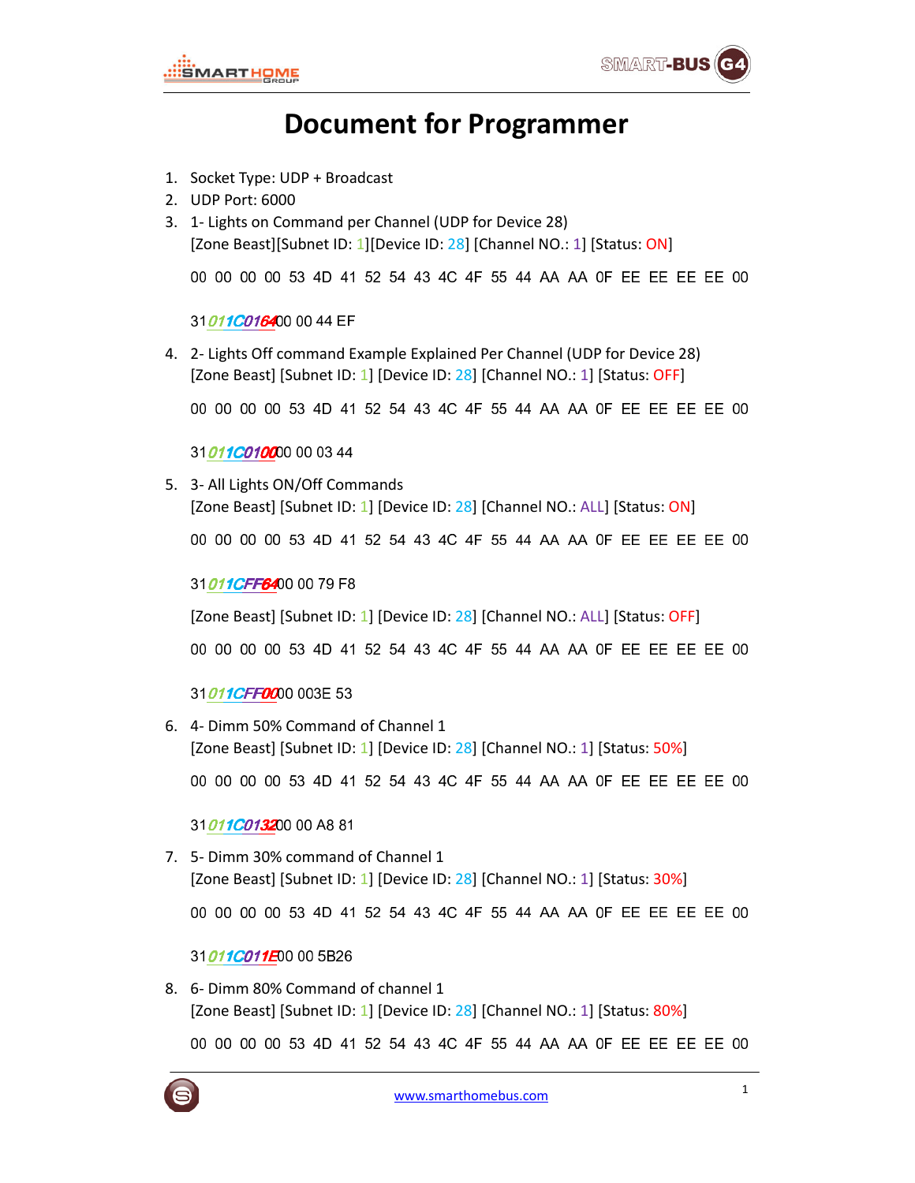# Document for Programmer

1. Socket Type: UDP + Broadcast
2. UDP Port: 6000
3. 1- Lights on Command per Channel (UDP for Device 28)
   [Zone Beast][Subnet ID: 1][Device ID: 28] [Channel NO.: 1] [Status: ON]

   00 00 00 00 53 4D 41 52 54 43 4C 4F 55 44 AA AA 0F EE EE EE EE 00

   31*011C0164*00 00 44 EF

4. 2- Lights Off command Example Explained Per Channel (UDP for Device 28)
   [Zone Beast] [Subnet ID: 1] [Device ID: 28] [Channel NO.: 1] [Status: OFF]

   00 00 00 00 53 4D 41 52 54 43 4C 4F 55 44 AA AA 0F EE EE EE EE 00

   31*011C0100*00 00 03 44

5. 3- All Lights ON/Off Commands
   [Zone Beast] [Subnet ID: 1] [Device ID: 28] [Channel NO.: ALL] [Status: ON]

   00 00 00 00 53 4D 41 52 54 43 4C 4F 55 44 AA AA 0F EE EE EE EE 00

   31*011CFF64*00 00 79 F8

   [Zone Beast] [Subnet ID: 1] [Device ID: 28] [Channel NO.: ALL] [Status: OFF]

   00 00 00 00 53 4D 41 52 54 43 4C 4F 55 44 AA AA 0F EE EE EE EE 00

   31*011CFF00*00 003E 53

6. 4- Dimm 50% Command of Channel 1
   [Zone Beast] [Subnet ID: 1] [Device ID: 28] [Channel NO.: 1] [Status: 50%]

   00 00 00 00 53 4D 41 52 54 43 4C 4F 55 44 AA AA 0F EE EE EE EE 00

   31*011C0132*00 00 A8 81

7. 5- Dimm 30% command of Channel 1
   [Zone Beast] [Subnet ID: 1] [Device ID: 28] [Channel NO.: 1] [Status: 30%]

   00 00 00 00 53 4D 41 52 54 43 4C 4F 55 44 AA AA 0F EE EE EE EE 00

   31*011C011E*00 00 5B26

8. 6- Dimm 80% Command of channel 1
   [Zone Beast] [Subnet ID: 1] [Device ID: 28] [Channel NO.: 1] [Status: 80%]

   00 00 00 00 53 4D 41 52 54 43 4C 4F 55 44 AA AA 0F EE EE EE EE 00

www.smarthomebus.com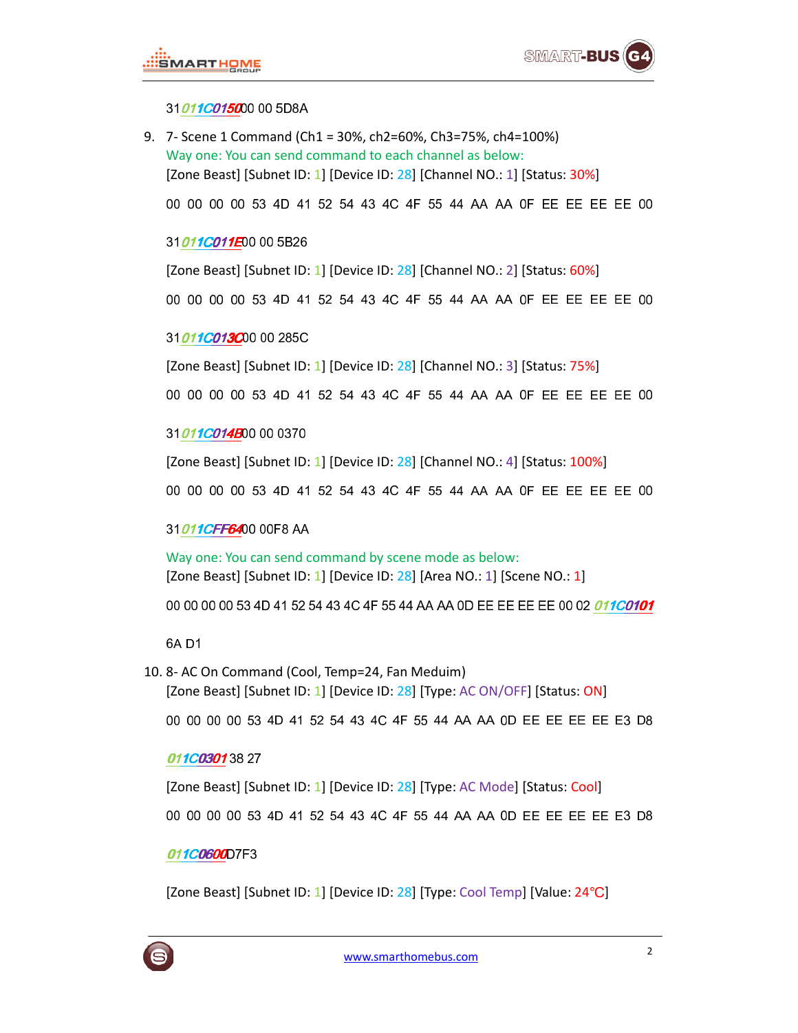31 011C015000 00 5D8A

9. 7- Scene 1 Command (Ch1 = 30%, ch2=60%, Ch3=75%, ch4=100%)

   Way one: You can send command to each channel as below:

   [Zone Beast] [Subnet ID: 1] [Device ID: 28] [Channel NO.: 1] [Status: 30%]

   00 00 00 00 53 4D 41 52 54 43 4C 4F 55 44 AA AA 0F EE EE EE EE 00

   31 011C011E00 00 5B26

   [Zone Beast] [Subnet ID: 1] [Device ID: 28] [Channel NO.: 2] [Status: 60%]

   00 00 00 00 53 4D 41 52 54 43 4C 4F 55 44 AA AA 0F EE EE EE EE 00

   31 011C013C00 00 285C

   [Zone Beast] [Subnet ID: 1] [Device ID: 28] [Channel NO.: 3] [Status: 75%]

   00 00 00 00 53 4D 41 52 54 43 4C 4F 55 44 AA AA 0F EE EE EE EE 00

   31 011C014B00 00 0370

   [Zone Beast] [Subnet ID: 1] [Device ID: 28] [Channel NO.: 4] [Status: 100%]

   00 00 00 00 53 4D 41 52 54 43 4C 4F 55 44 AA AA 0F EE EE EE EE 00

   31 011CFF6400 00F8 AA

   Way one: You can send command by scene mode as below:

   [Zone Beast] [Subnet ID: 1] [Device ID: 28] [Area NO.: 1] [Scene NO.: 1]

   00 00 00 00 53 4D 41 52 54 43 4C 4F 55 44 AA AA 0D EE EE EE EE 00 02 011C0101

   6A D1

10. 8- AC On Command (Cool, Temp=24, Fan Meduim)

    [Zone Beast] [Subnet ID: 1] [Device ID: 28] [Type: AC ON/OFF] [Status: ON]

    00 00 00 00 53 4D 41 52 54 43 4C 4F 55 44 AA AA 0D EE EE EE EE E3 D8

    011C0301 38 27

    [Zone Beast] [Subnet ID: 1] [Device ID: 28] [Type: AC Mode] [Status: Cool]

    00 00 00 00 53 4D 41 52 54 43 4C 4F 55 44 AA AA 0D EE EE EE EE E3 D8

    011C0600D7F3

    [Zone Beast] [Subnet ID: 1] [Device ID: 28] [Type: Cool Temp] [Value: 24℃]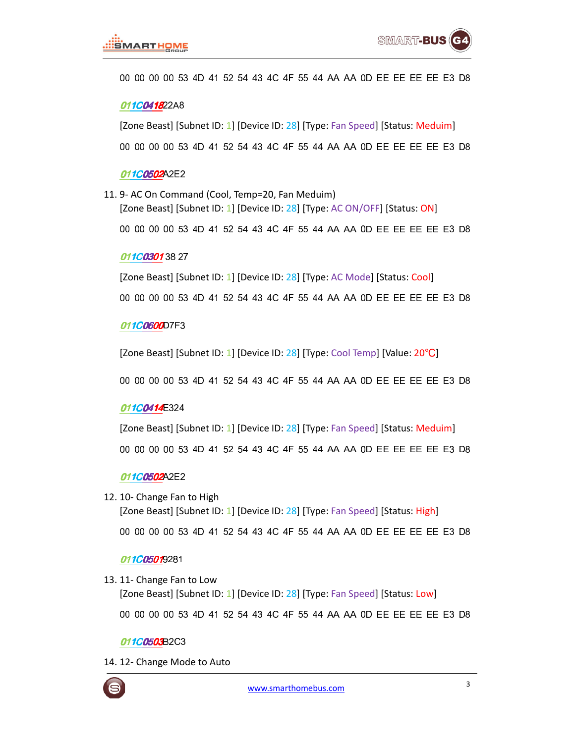00 00 00 00 53 4D 41 52 54 43 4C 4F 55 44 AA AA 0D EE EE EE EE E3 D8

*011C0418*22A8

[Zone Beast] [Subnet ID: 1] [Device ID: 28] [Type: Fan Speed] [Status: Meduim]

00 00 00 00 53 4D 41 52 54 43 4C 4F 55 44 AA AA 0D EE EE EE EE E3 D8

*011C0502*A2E2

11. 9- AC On Command (Cool, Temp=20, Fan Meduim)

    [Zone Beast] [Subnet ID: 1] [Device ID: 28] [Type: AC ON/OFF] [Status: ON]

    00 00 00 00 53 4D 41 52 54 43 4C 4F 55 44 AA AA 0D EE EE EE EE E3 D8

    *011C0301* 38 27

    [Zone Beast] [Subnet ID: 1] [Device ID: 28] [Type: AC Mode] [Status: Cool]

    00 00 00 00 53 4D 41 52 54 43 4C 4F 55 44 AA AA 0D EE EE EE EE E3 D8

    *011C0600*D7F3

    [Zone Beast] [Subnet ID: 1] [Device ID: 28] [Type: Cool Temp] [Value: 20℃]

    00 00 00 00 53 4D 41 52 54 43 4C 4F 55 44 AA AA 0D EE EE EE EE E3 D8

    *011C0414*E324

    [Zone Beast] [Subnet ID: 1] [Device ID: 28] [Type: Fan Speed] [Status: Meduim]

    00 00 00 00 53 4D 41 52 54 43 4C 4F 55 44 AA AA 0D EE EE EE EE E3 D8

    *011C0502*A2E2

12. 10- Change Fan to High

    [Zone Beast] [Subnet ID: 1] [Device ID: 28] [Type: Fan Speed] [Status: High]

    00 00 00 00 53 4D 41 52 54 43 4C 4F 55 44 AA AA 0D EE EE EE EE E3 D8

    *011C0501*9281

13. 11- Change Fan to Low

    [Zone Beast] [Subnet ID: 1] [Device ID: 28] [Type: Fan Speed] [Status: Low]

    00 00 00 00 53 4D 41 52 54 43 4C 4F 55 44 AA AA 0D EE EE EE EE E3 D8

    *011C0503*B2C3

14. 12- Change Mode to Auto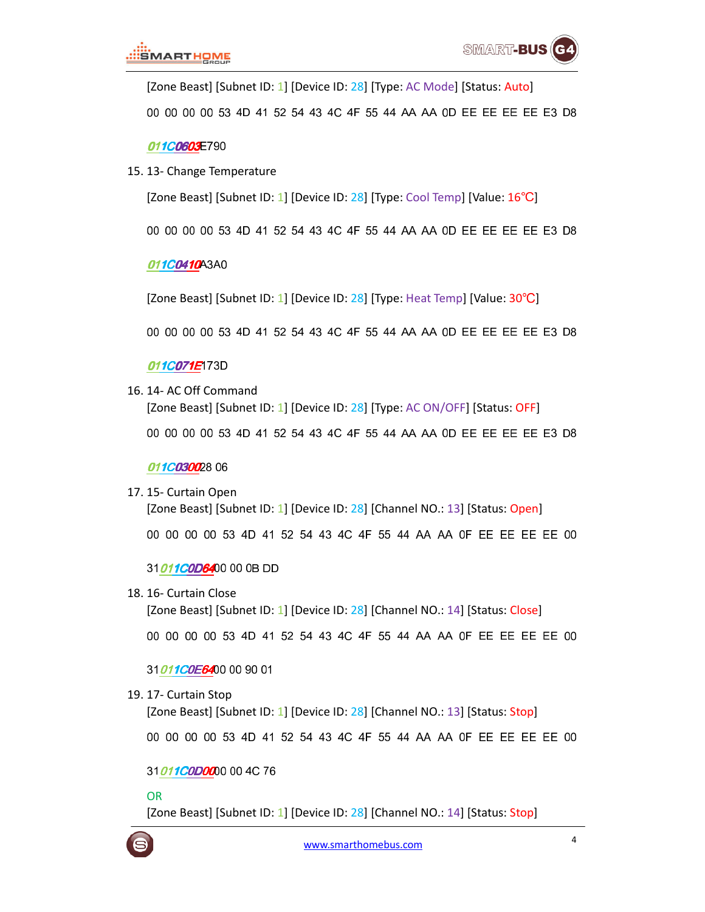[Zone Beast] [Subnet ID: 1] [Device ID: 28] [Type: AC Mode] [Status: Auto]

00 00 00 00 53 4D 41 52 54 43 4C 4F 55 44 AA AA 0D EE EE EE EE E3 D8

011C0603E790

15. 13- Change Temperature

[Zone Beast] [Subnet ID: 1] [Device ID: 28] [Type: Cool Temp] [Value: 16℃]

00 00 00 00 53 4D 41 52 54 43 4C 4F 55 44 AA AA 0D EE EE EE EE E3 D8

011C0410A3A0

[Zone Beast] [Subnet ID: 1] [Device ID: 28] [Type: Heat Temp] [Value: 30℃]

00 00 00 00 53 4D 41 52 54 43 4C 4F 55 44 AA AA 0D EE EE EE EE E3 D8

011C071E173D

16. 14- AC Off Command

[Zone Beast] [Subnet ID: 1] [Device ID: 28] [Type: AC ON/OFF] [Status: OFF]

00 00 00 00 53 4D 41 52 54 43 4C 4F 55 44 AA AA 0D EE EE EE EE E3 D8

011C030028 06

17. 15- Curtain Open

[Zone Beast] [Subnet ID: 1] [Device ID: 28] [Channel NO.: 13] [Status: Open]

00 00 00 00 53 4D 41 52 54 43 4C 4F 55 44 AA AA 0F EE EE EE EE 00

31011C0D6400 00 0B DD

18. 16- Curtain Close

[Zone Beast] [Subnet ID: 1] [Device ID: 28] [Channel NO.: 14] [Status: Close]

00 00 00 00 53 4D 41 52 54 43 4C 4F 55 44 AA AA 0F EE EE EE EE 00

31011C0E6400 00 90 01

19. 17- Curtain Stop

[Zone Beast] [Subnet ID: 1] [Device ID: 28] [Channel NO.: 13] [Status: Stop]

00 00 00 00 53 4D 41 52 54 43 4C 4F 55 44 AA AA 0F EE EE EE EE 00

31011C0D0000 00 4C 76

OR

[Zone Beast] [Subnet ID: 1] [Device ID: 28] [Channel NO.: 14] [Status: Stop]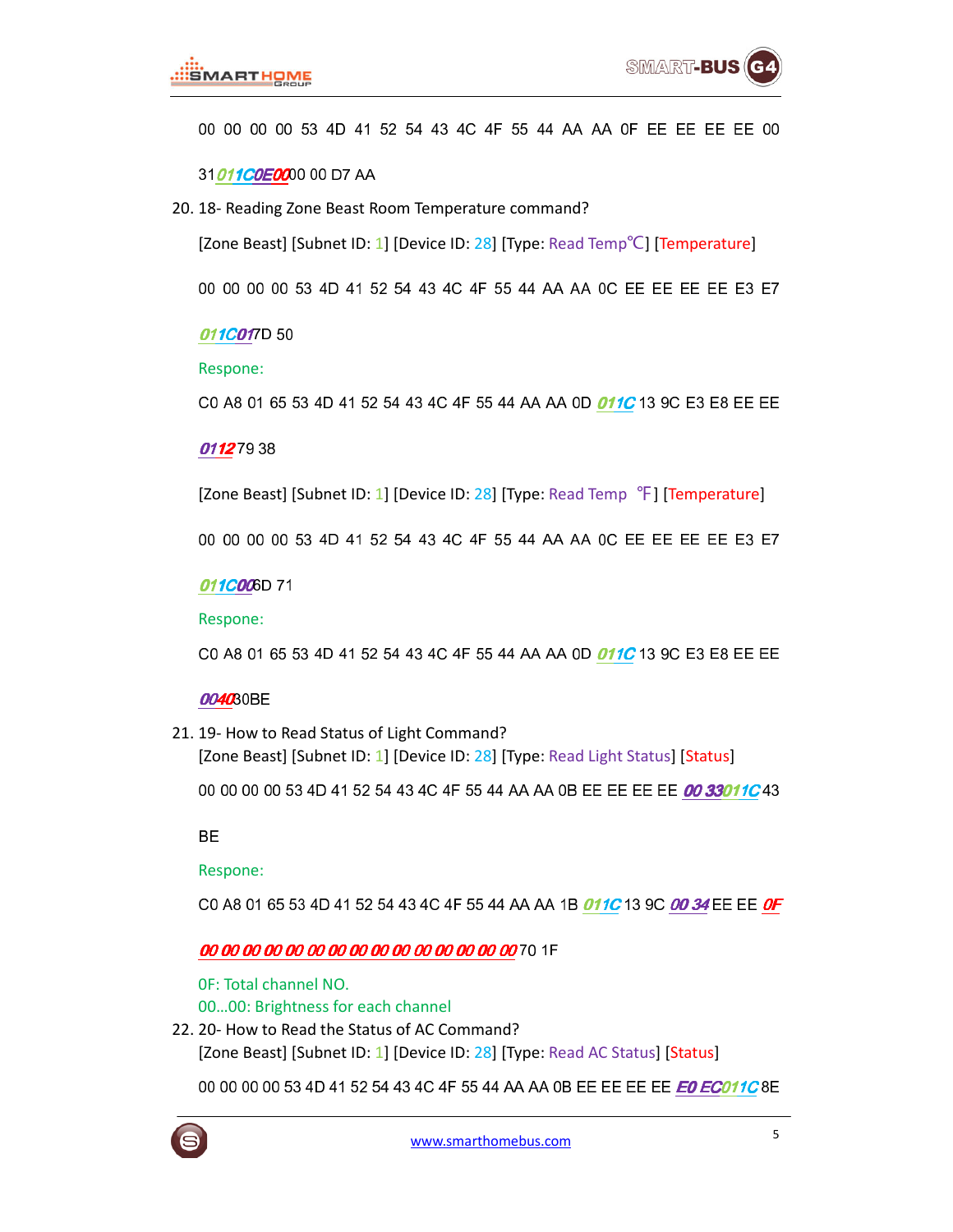00 00 00 00 53 4D 41 52 54 43 4C 4F 55 44 AA AA 0F EE EE EE EE 00

31***011C0E00***00 00 D7 AA

20. 18- Reading Zone Beast Room Temperature command?

    [Zone Beast] [Subnet ID: 1] [Device ID: 28] [Type: Read Temp℃] [Temperature]

    00 00 00 00 53 4D 41 52 54 43 4C 4F 55 44 AA AA 0C EE EE EE EE E3 E7

    ***011C01***7D 50

    Respone:

    C0 A8 01 65 53 4D 41 52 54 43 4C 4F 55 44 AA AA 0D ***011C*** 13 9C E3 E8 EE EE

    ***0112***79 38

    [Zone Beast] [Subnet ID: 1] [Device ID: 28] [Type: Read Temp ℉] [Temperature]

    00 00 00 00 53 4D 41 52 54 43 4C 4F 55 44 AA AA 0C EE EE EE EE E3 E7

    ***011C00***6D 71

    Respone:

    C0 A8 01 65 53 4D 41 52 54 43 4C 4F 55 44 AA AA 0D ***011C*** 13 9C E3 E8 EE EE

    ***0040***30BE

21. 19- How to Read Status of Light Command?

    [Zone Beast] [Subnet ID: 1] [Device ID: 28] [Type: Read Light Status] [Status]

    00 00 00 00 53 4D 41 52 54 43 4C 4F 55 44 AA AA 0B EE EE EE EE ***00 33011C***43

    BE

    Respone:

    C0 A8 01 65 53 4D 41 52 54 43 4C 4F 55 44 AA AA 1B ***011C*** 13 9C ***00 34*** EE EE ***0F***

    ***00 00 00 00 00 00 00 00 00 00 00 00 00 00 00***70 1F

    0F: Total channel NO.
    00…00: Brightness for each channel

22. 20- How to Read the Status of AC Command?

    [Zone Beast] [Subnet ID: 1] [Device ID: 28] [Type: Read AC Status] [Status]

    00 00 00 00 53 4D 41 52 54 43 4C 4F 55 44 AA AA 0B EE EE EE EE ***E0 EC011C***8E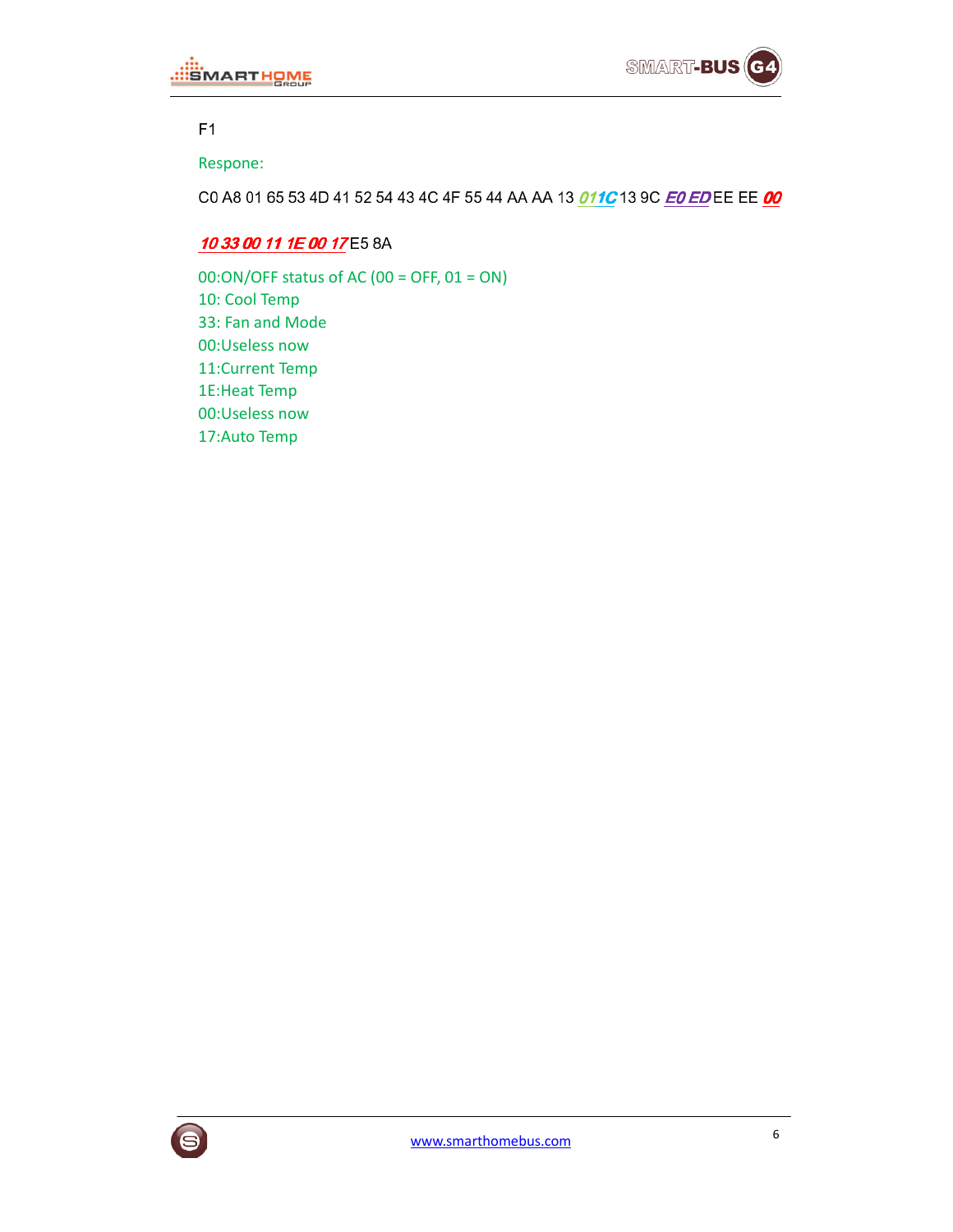F1

Respone:

C0 A8 01 65 53 4D 41 52 54 43 4C 4F 55 44 AA AA 13 *01* *1C* 13 9C *E0 ED* EE EE *00*

*10 33 00 11 1E 00 17* E5 8A

00:ON/OFF status of AC (00 = OFF, 01 = ON)
10: Cool Temp
33: Fan and Mode
00:Useless now
11:Current Temp
1E:Heat Temp
00:Useless now
17:Auto Temp